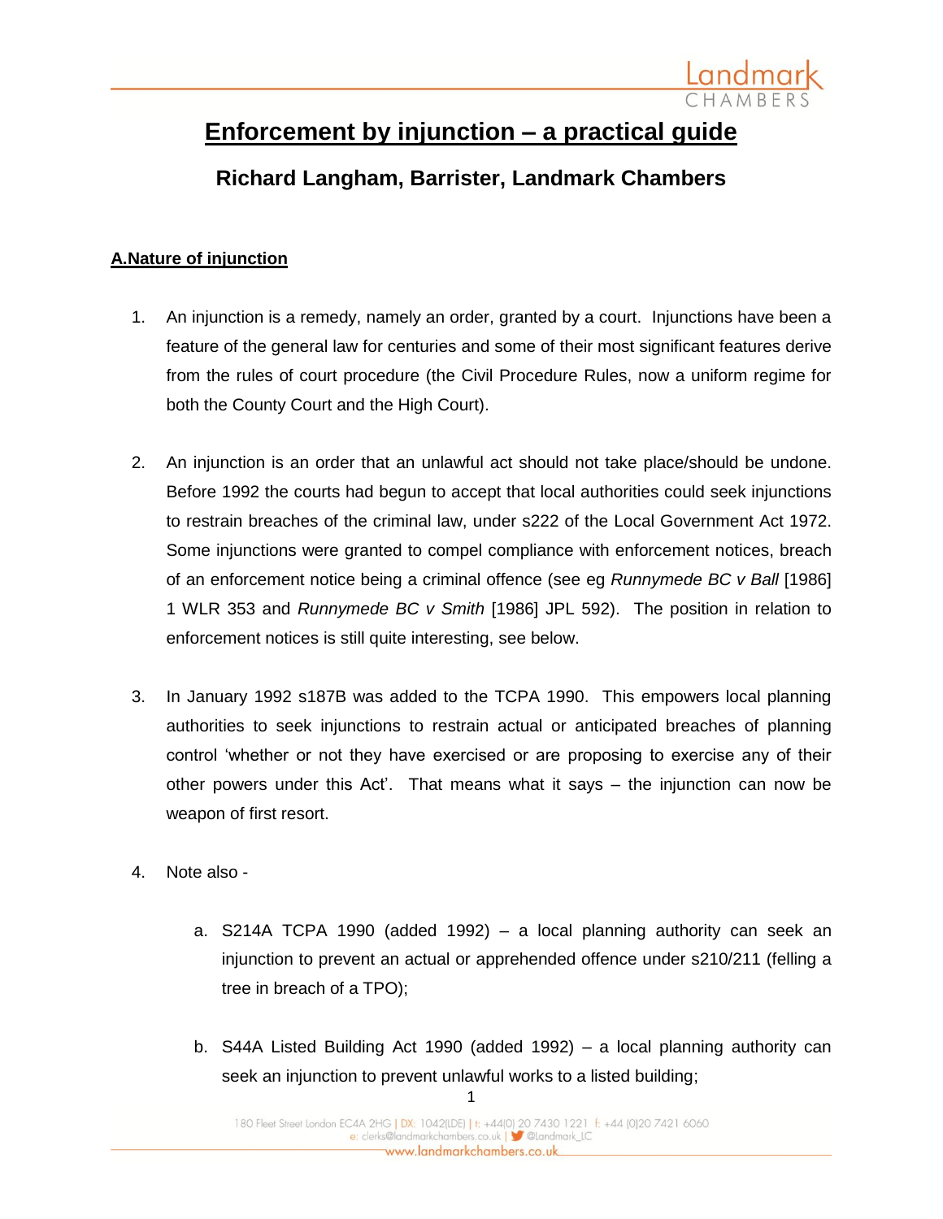# Enforcement by injunction – a practical guide

## Richard Langham, Barrister, Landmark Chambers

### A.Nature of injunction

1. An injunction is a remedy, namely an order, granted by a court. Injunctions have been a feature of the general law for centuries and some of their most significant features derive from the rules of court procedure (the Civil Procedure Rules, now a uniform regime for both the County Court and the High Court).

2. An injunction is an order that an unlawful act should not take place/should be undone. Before 1992 the courts had begun to accept that local authorities could seek injunctions to restrain breaches of the criminal law, under s222 of the Local Government Act 1972. Some injunctions were granted to compel compliance with enforcement notices, breach of an enforcement notice being a criminal offence (see eg *Runnymede BC v Ball* [1986] 1 WLR 353 and *Runnymede BC v Smith* [1986] JPL 592). The position in relation to enforcement notices is still quite interesting, see below.

3. In January 1992 s187B was added to the TCPA 1990. This empowers local planning authorities to seek injunctions to restrain actual or anticipated breaches of planning control 'whether or not they have exercised or are proposing to exercise any of their other powers under this Act'. That means what it says – the injunction can now be weapon of first resort.

4. Note also -

   a. S214A TCPA 1990 (added 1992) – a local planning authority can seek an injunction to prevent an actual or apprehended offence under s210/211 (felling a tree in breach of a TPO);

   b. S44A Listed Building Act 1990 (added 1992) – a local planning authority can seek an injunction to prevent unlawful works to a listed building;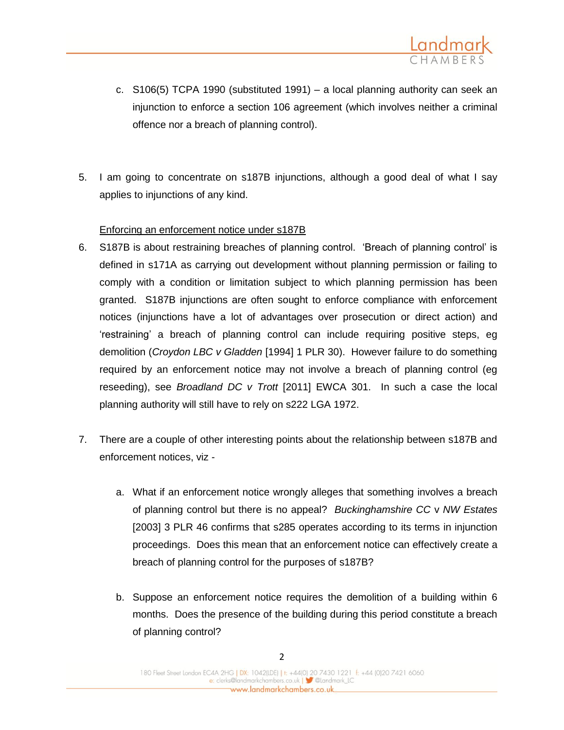c. S106(5) TCPA 1990 (substituted 1991) – a local planning authority can seek an injunction to enforce a section 106 agreement (which involves neither a criminal offence nor a breach of planning control).

5. I am going to concentrate on s187B injunctions, although a good deal of what I say applies to injunctions of any kind.

<u>Enforcing an enforcement notice under s187B</u>

6. S187B is about restraining breaches of planning control. 'Breach of planning control' is defined in s171A as carrying out development without planning permission or failing to comply with a condition or limitation subject to which planning permission has been granted. S187B injunctions are often sought to enforce compliance with enforcement notices (injunctions have a lot of advantages over prosecution or direct action) and 'restraining' a breach of planning control can include requiring positive steps, eg demolition (*Croydon LBC v Gladden* [1994] 1 PLR 30). However failure to do something required by an enforcement notice may not involve a breach of planning control (eg reseeding), see *Broadland DC v Trott* [2011] EWCA 301. In such a case the local planning authority will still have to rely on s222 LGA 1972.

7. There are a couple of other interesting points about the relationship between s187B and enforcement notices, viz -

   a. What if an enforcement notice wrongly alleges that something involves a breach of planning control but there is no appeal? *Buckinghamshire CC* v *NW Estates* [2003] 3 PLR 46 confirms that s285 operates according to its terms in injunction proceedings. Does this mean that an enforcement notice can effectively create a breach of planning control for the purposes of s187B?

   b. Suppose an enforcement notice requires the demolition of a building within 6 months. Does the presence of the building during this period constitute a breach of planning control?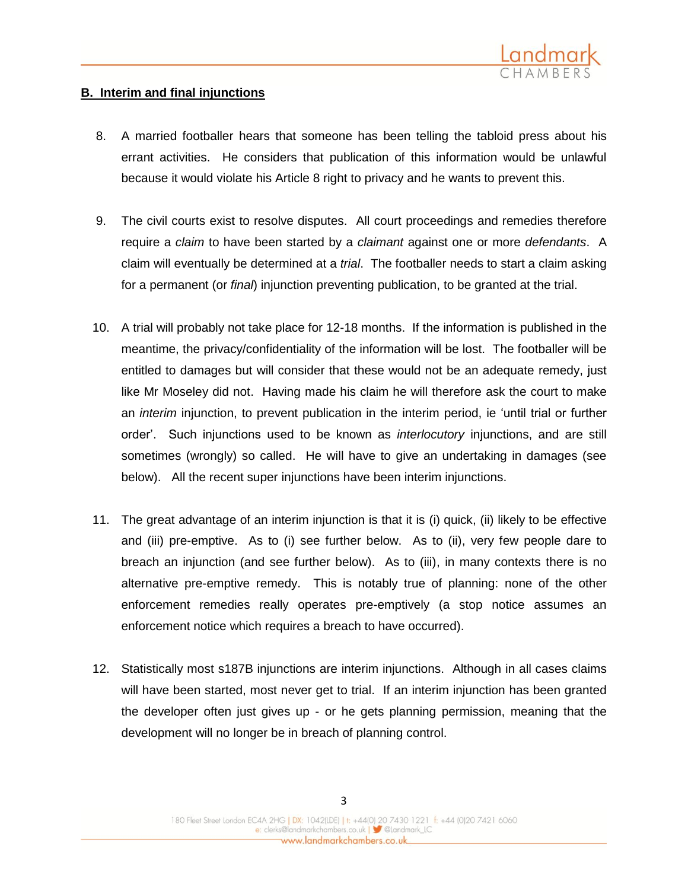## B. Interim and final injunctions

8. A married footballer hears that someone has been telling the tabloid press about his errant activities. He considers that publication of this information would be unlawful because it would violate his Article 8 right to privacy and he wants to prevent this.

9. The civil courts exist to resolve disputes. All court proceedings and remedies therefore require a *claim* to have been started by a *claimant* against one or more *defendants*. A claim will eventually be determined at a *trial*. The footballer needs to start a claim asking for a permanent (or *final*) injunction preventing publication, to be granted at the trial.

10. A trial will probably not take place for 12-18 months. If the information is published in the meantime, the privacy/confidentiality of the information will be lost. The footballer will be entitled to damages but will consider that these would not be an adequate remedy, just like Mr Moseley did not. Having made his claim he will therefore ask the court to make an *interim* injunction, to prevent publication in the interim period, ie 'until trial or further order'. Such injunctions used to be known as *interlocutory* injunctions, and are still sometimes (wrongly) so called. He will have to give an undertaking in damages (see below). All the recent super injunctions have been interim injunctions.

11. The great advantage of an interim injunction is that it is (i) quick, (ii) likely to be effective and (iii) pre-emptive. As to (i) see further below. As to (ii), very few people dare to breach an injunction (and see further below). As to (iii), in many contexts there is no alternative pre-emptive remedy. This is notably true of planning: none of the other enforcement remedies really operates pre-emptively (a stop notice assumes an enforcement notice which requires a breach to have occurred).

12. Statistically most s187B injunctions are interim injunctions. Although in all cases claims will have been started, most never get to trial. If an interim injunction has been granted the developer often just gives up - or he gets planning permission, meaning that the development will no longer be in breach of planning control.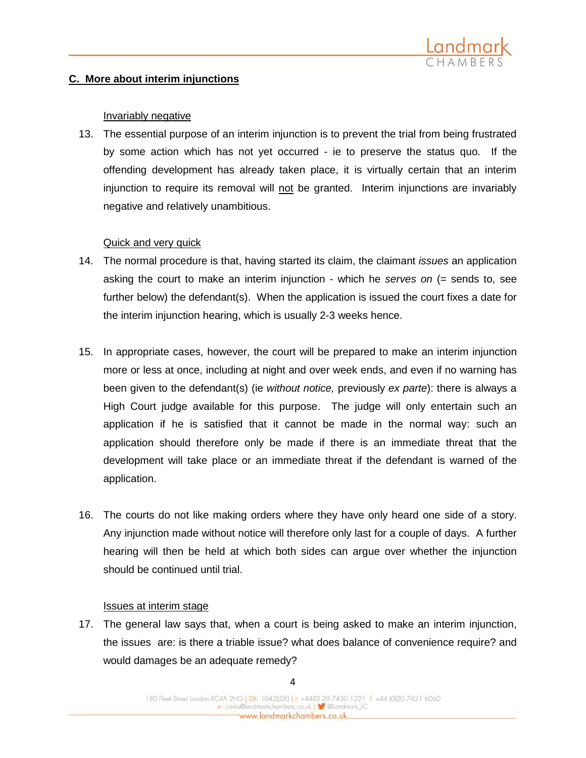## C. More about interim injunctions

### Invariably negative

13. The essential purpose of an interim injunction is to prevent the trial from being frustrated by some action which has not yet occurred - ie to preserve the status quo. If the offending development has already taken place, it is virtually certain that an interim injunction to require its removal will not be granted. Interim injunctions are invariably negative and relatively unambitious.

### Quick and very quick

14. The normal procedure is that, having started its claim, the claimant *issues* an application asking the court to make an interim injunction - which he *serves on* (= sends to, see further below) the defendant(s). When the application is issued the court fixes a date for the interim injunction hearing, which is usually 2-3 weeks hence.

15. In appropriate cases, however, the court will be prepared to make an interim injunction more or less at once, including at night and over week ends, and even if no warning has been given to the defendant(s) (ie *without notice,* previously *ex parte*): there is always a High Court judge available for this purpose. The judge will only entertain such an application if he is satisfied that it cannot be made in the normal way: such an application should therefore only be made if there is an immediate threat that the development will take place or an immediate threat if the defendant is warned of the application.

16. The courts do not like making orders where they have only heard one side of a story. Any injunction made without notice will therefore only last for a couple of days. A further hearing will then be held at which both sides can argue over whether the injunction should be continued until trial.

### Issues at interim stage

17. The general law says that, when a court is being asked to make an interim injunction, the issues are: is there a triable issue? what does balance of convenience require? and would damages be an adequate remedy?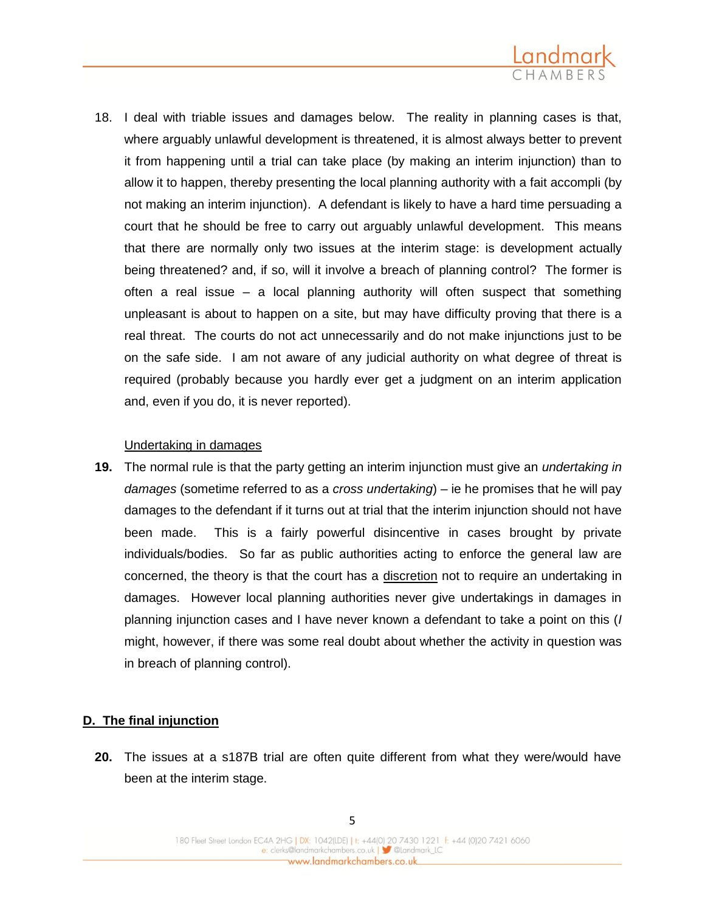18. I deal with triable issues and damages below. The reality in planning cases is that, where arguably unlawful development is threatened, it is almost always better to prevent it from happening until a trial can take place (by making an interim injunction) than to allow it to happen, thereby presenting the local planning authority with a fait accompli (by not making an interim injunction). A defendant is likely to have a hard time persuading a court that he should be free to carry out arguably unlawful development. This means that there are normally only two issues at the interim stage: is development actually being threatened? and, if so, will it involve a breach of planning control? The former is often a real issue – a local planning authority will often suspect that something unpleasant is about to happen on a site, but may have difficulty proving that there is a real threat. The courts do not act unnecessarily and do not make injunctions just to be on the safe side. I am not aware of any judicial authority on what degree of threat is required (probably because you hardly ever get a judgment on an interim application and, even if you do, it is never reported).

<u>Undertaking in damages</u>

**19.** The normal rule is that the party getting an interim injunction must give an *undertaking in damages* (sometime referred to as a *cross undertaking*) – ie he promises that he will pay damages to the defendant if it turns out at trial that the interim injunction should not have been made. This is a fairly powerful disincentive in cases brought by private individuals/bodies. So far as public authorities acting to enforce the general law are concerned, the theory is that the court has a <u>discretion</u> not to require an undertaking in damages. However local planning authorities never give undertakings in damages in planning injunction cases and I have never known a defendant to take a point on this (*I* might, however, if there was some real doubt about whether the activity in question was in breach of planning control).

## D. The final injunction

**20.** The issues at a s187B trial are often quite different from what they were/would have been at the interim stage.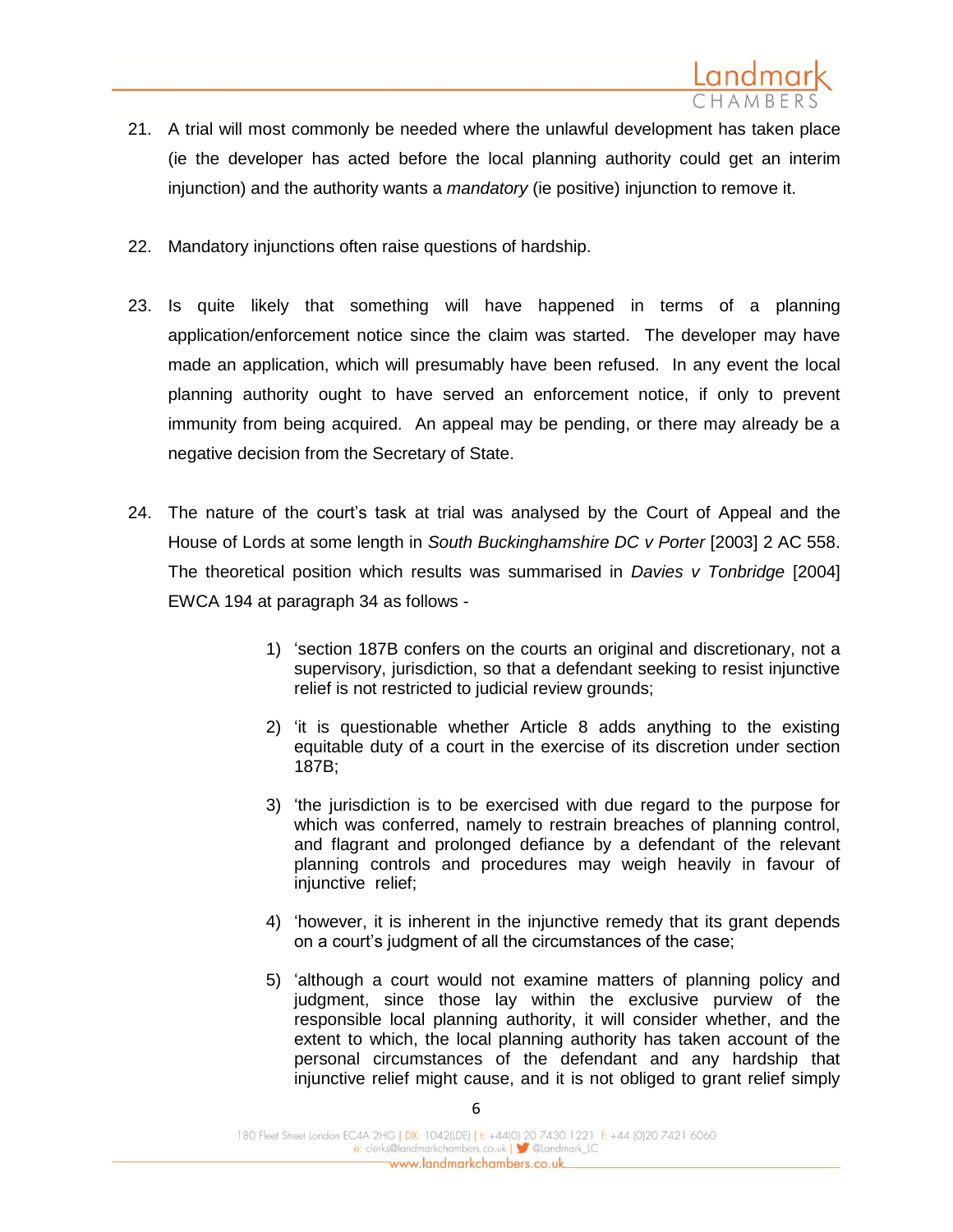21. A trial will most commonly be needed where the unlawful development has taken place (ie the developer has acted before the local planning authority could get an interim injunction) and the authority wants a *mandatory* (ie positive) injunction to remove it.

22. Mandatory injunctions often raise questions of hardship.

23. Is quite likely that something will have happened in terms of a planning application/enforcement notice since the claim was started. The developer may have made an application, which will presumably have been refused. In any event the local planning authority ought to have served an enforcement notice, if only to prevent immunity from being acquired. An appeal may be pending, or there may already be a negative decision from the Secretary of State.

24. The nature of the court's task at trial was analysed by the Court of Appeal and the House of Lords at some length in *South Buckinghamshire DC v Porter* [2003] 2 AC 558. The theoretical position which results was summarised in *Davies v Tonbridge* [2004] EWCA 194 at paragraph 34 as follows -

    1) 'section 187B confers on the courts an original and discretionary, not a supervisory, jurisdiction, so that a defendant seeking to resist injunctive relief is not restricted to judicial review grounds;

    2) 'it is questionable whether Article 8 adds anything to the existing equitable duty of a court in the exercise of its discretion under section 187B;

    3) 'the jurisdiction is to be exercised with due regard to the purpose for which was conferred, namely to restrain breaches of planning control, and flagrant and prolonged defiance by a defendant of the relevant planning controls and procedures may weigh heavily in favour of injunctive relief;

    4) 'however, it is inherent in the injunctive remedy that its grant depends on a court's judgment of all the circumstances of the case;

    5) 'although a court would not examine matters of planning policy and judgment, since those lay within the exclusive purview of the responsible local planning authority, it will consider whether, and the extent to which, the local planning authority has taken account of the personal circumstances of the defendant and any hardship that injunctive relief might cause, and it is not obliged to grant relief simply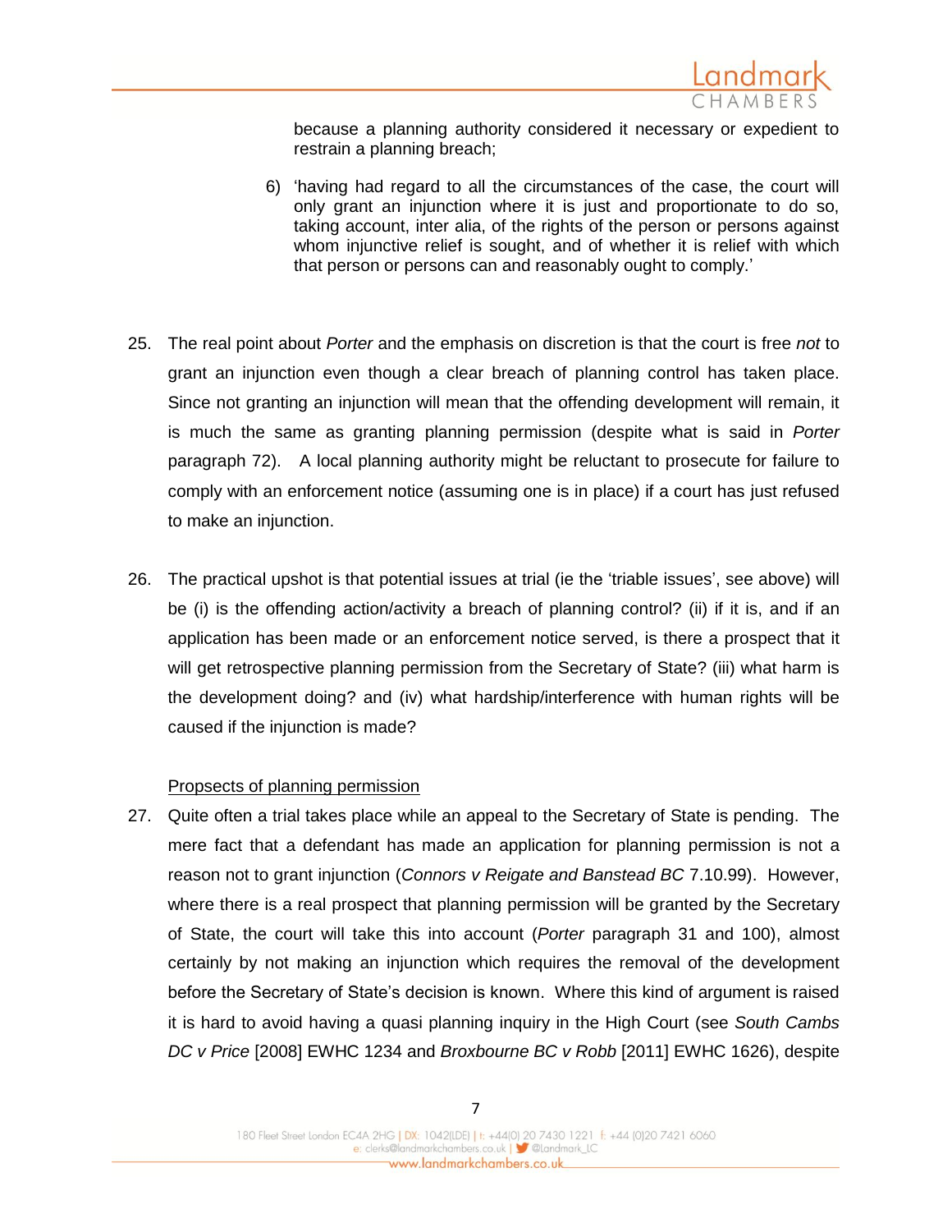because a planning authority considered it necessary or expedient to restrain a planning breach;

6) 'having had regard to all the circumstances of the case, the court will only grant an injunction where it is just and proportionate to do so, taking account, inter alia, of the rights of the person or persons against whom injunctive relief is sought, and of whether it is relief with which that person or persons can and reasonably ought to comply.'

25. The real point about *Porter* and the emphasis on discretion is that the court is free *not* to grant an injunction even though a clear breach of planning control has taken place. Since not granting an injunction will mean that the offending development will remain, it is much the same as granting planning permission (despite what is said in *Porter* paragraph 72). A local planning authority might be reluctant to prosecute for failure to comply with an enforcement notice (assuming one is in place) if a court has just refused to make an injunction.

26. The practical upshot is that potential issues at trial (ie the 'triable issues', see above) will be (i) is the offending action/activity a breach of planning control? (ii) if it is, and if an application has been made or an enforcement notice served, is there a prospect that it will get retrospective planning permission from the Secretary of State? (iii) what harm is the development doing? and (iv) what hardship/interference with human rights will be caused if the injunction is made?

<u>Propsects of planning permission</u>

27. Quite often a trial takes place while an appeal to the Secretary of State is pending. The mere fact that a defendant has made an application for planning permission is not a reason not to grant injunction (*Connors v Reigate and Banstead BC* 7.10.99). However, where there is a real prospect that planning permission will be granted by the Secretary of State, the court will take this into account (*Porter* paragraph 31 and 100), almost certainly by not making an injunction which requires the removal of the development before the Secretary of State's decision is known. Where this kind of argument is raised it is hard to avoid having a quasi planning inquiry in the High Court (see *South Cambs DC v Price* [2008] EWHC 1234 and *Broxbourne BC v Robb* [2011] EWHC 1626), despite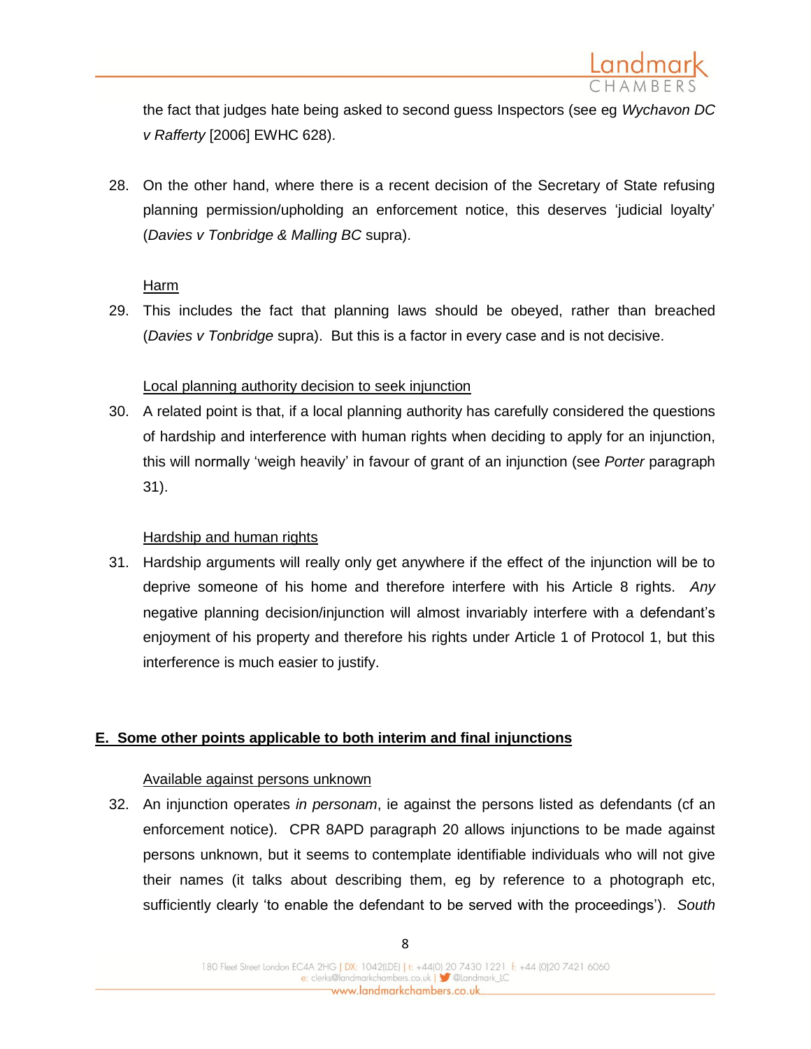the fact that judges hate being asked to second guess Inspectors (see eg *Wychavon DC v Rafferty* [2006] EWHC 628).

28. On the other hand, where there is a recent decision of the Secretary of State refusing planning permission/upholding an enforcement notice, this deserves 'judicial loyalty' (*Davies v Tonbridge & Malling BC* supra).

<u>Harm</u>

29. This includes the fact that planning laws should be obeyed, rather than breached (*Davies v Tonbridge* supra). But this is a factor in every case and is not decisive.

<u>Local planning authority decision to seek injunction</u>

30. A related point is that, if a local planning authority has carefully considered the questions of hardship and interference with human rights when deciding to apply for an injunction, this will normally 'weigh heavily' in favour of grant of an injunction (see *Porter* paragraph 31).

<u>Hardship and human rights</u>

31. Hardship arguments will really only get anywhere if the effect of the injunction will be to deprive someone of his home and therefore interfere with his Article 8 rights. *Any* negative planning decision/injunction will almost invariably interfere with a defendant's enjoyment of his property and therefore his rights under Article 1 of Protocol 1, but this interference is much easier to justify.

## **<u>E. Some other points applicable to both interim and final injunctions</u>**

<u>Available against persons unknown</u>

32. An injunction operates *in personam*, ie against the persons listed as defendants (cf an enforcement notice). CPR 8APD paragraph 20 allows injunctions to be made against persons unknown, but it seems to contemplate identifiable individuals who will not give their names (it talks about describing them, eg by reference to a photograph etc, sufficiently clearly 'to enable the defendant to be served with the proceedings'). *South*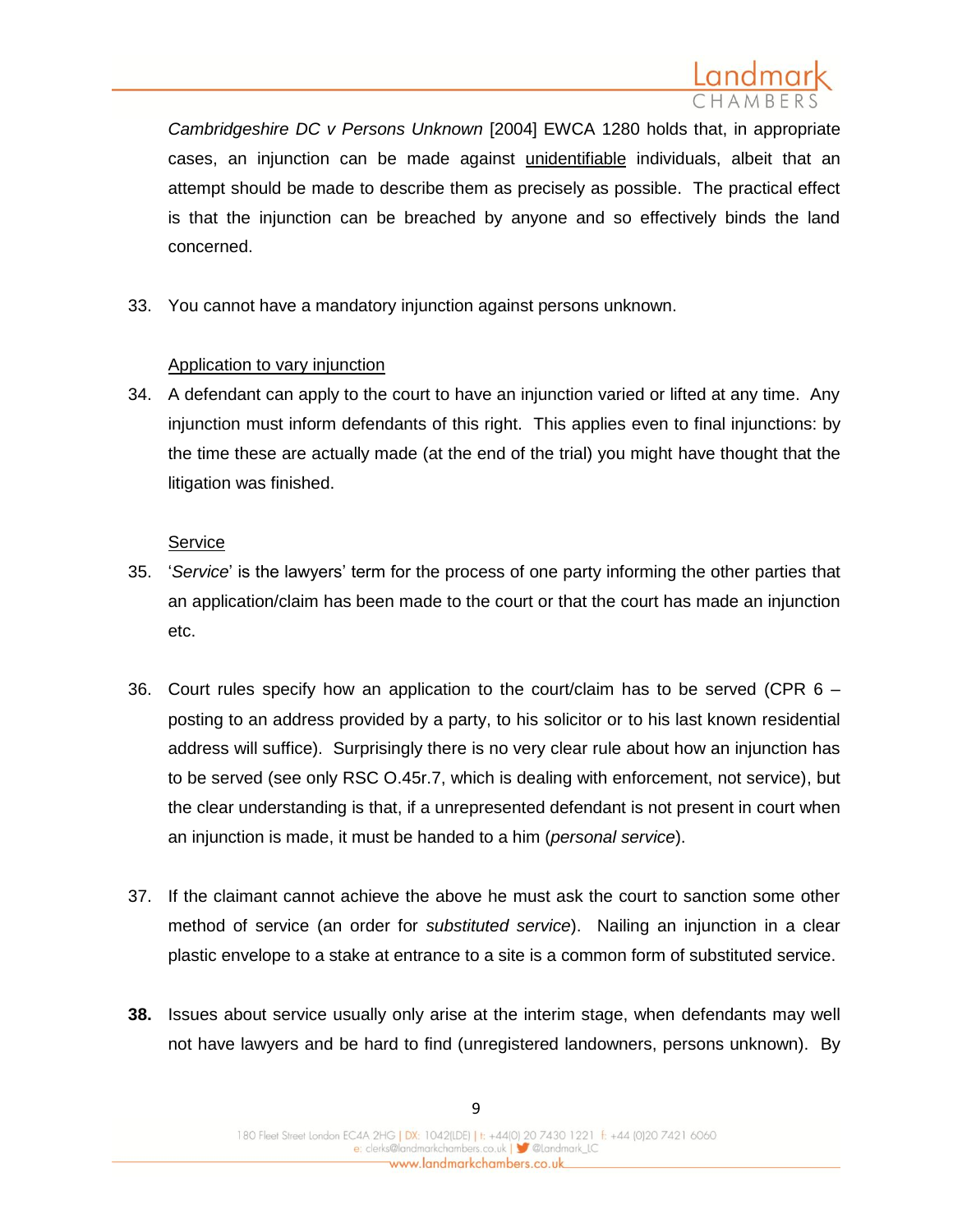*Cambridgeshire DC v Persons Unknown* [2004] EWCA 1280 holds that, in appropriate cases, an injunction can be made against <u>unidentifiable</u> individuals, albeit that an attempt should be made to describe them as precisely as possible. The practical effect is that the injunction can be breached by anyone and so effectively binds the land concerned.

33. You cannot have a mandatory injunction against persons unknown.

<u>Application to vary injunction</u>

34. A defendant can apply to the court to have an injunction varied or lifted at any time. Any injunction must inform defendants of this right. This applies even to final injunctions: by the time these are actually made (at the end of the trial) you might have thought that the litigation was finished.

<u>Service</u>

35. '*Service*' is the lawyers' term for the process of one party informing the other parties that an application/claim has been made to the court or that the court has made an injunction etc.

36. Court rules specify how an application to the court/claim has to be served (CPR 6 – posting to an address provided by a party, to his solicitor or to his last known residential address will suffice). Surprisingly there is no very clear rule about how an injunction has to be served (see only RSC O.45r.7, which is dealing with enforcement, not service), but the clear understanding is that, if a unrepresented defendant is not present in court when an injunction is made, it must be handed to a him (*personal service*).

37. If the claimant cannot achieve the above he must ask the court to sanction some other method of service (an order for *substituted service*). Nailing an injunction in a clear plastic envelope to a stake at entrance to a site is a common form of substituted service.

**38.** Issues about service usually only arise at the interim stage, when defendants may well not have lawyers and be hard to find (unregistered landowners, persons unknown). By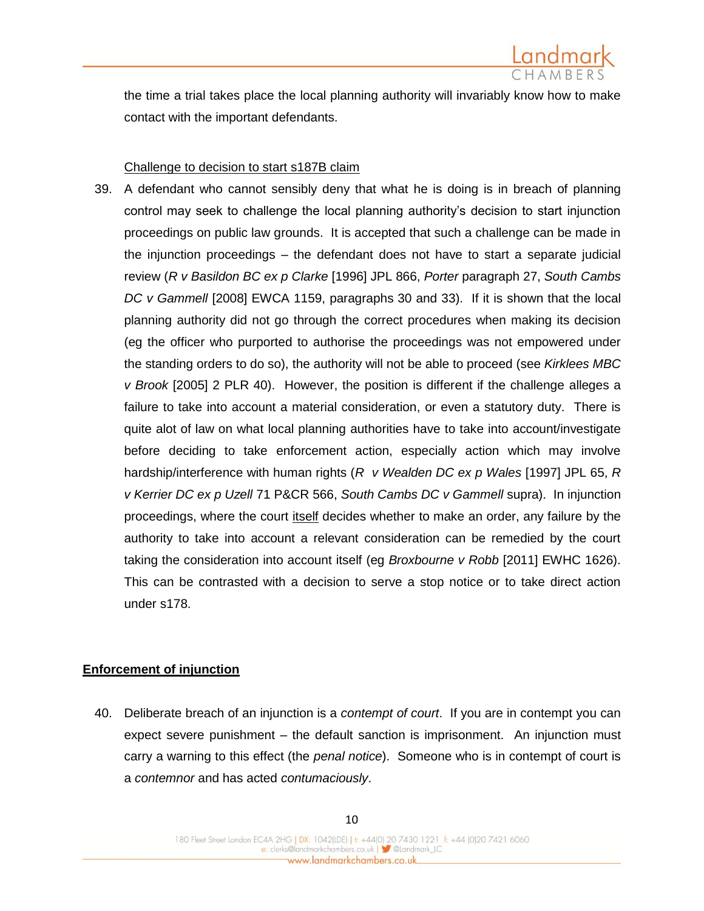the time a trial takes place the local planning authority will invariably know how to make contact with the important defendants.

<u>Challenge to decision to start s187B claim</u>

39. A defendant who cannot sensibly deny that what he is doing is in breach of planning control may seek to challenge the local planning authority's decision to start injunction proceedings on public law grounds. It is accepted that such a challenge can be made in the injunction proceedings – the defendant does not have to start a separate judicial review (*R v Basildon BC ex p Clarke* [1996] JPL 866, *Porter* paragraph 27, *South Cambs DC v Gammell* [2008] EWCA 1159, paragraphs 30 and 33). If it is shown that the local planning authority did not go through the correct procedures when making its decision (eg the officer who purported to authorise the proceedings was not empowered under the standing orders to do so), the authority will not be able to proceed (see *Kirklees MBC v Brook* [2005] 2 PLR 40). However, the position is different if the challenge alleges a failure to take into account a material consideration, or even a statutory duty. There is quite alot of law on what local planning authorities have to take into account/investigate before deciding to take enforcement action, especially action which may involve hardship/interference with human rights (*R v Wealden DC ex p Wales* [1997] JPL 65, *R v Kerrier DC ex p Uzell* 71 P&CR 566, *South Cambs DC v Gammell* supra). In injunction proceedings, where the court <u>itself</u> decides whether to make an order, any failure by the authority to take into account a relevant consideration can be remedied by the court taking the consideration into account itself (eg *Broxbourne v Robb* [2011] EWHC 1626). This can be contrasted with a decision to serve a stop notice or to take direct action under s178.

## **<u>Enforcement of injunction</u>**

40. Deliberate breach of an injunction is a *contempt of court*. If you are in contempt you can expect severe punishment – the default sanction is imprisonment. An injunction must carry a warning to this effect (the *penal notice*). Someone who is in contempt of court is a *contemnor* and has acted *contumaciously*.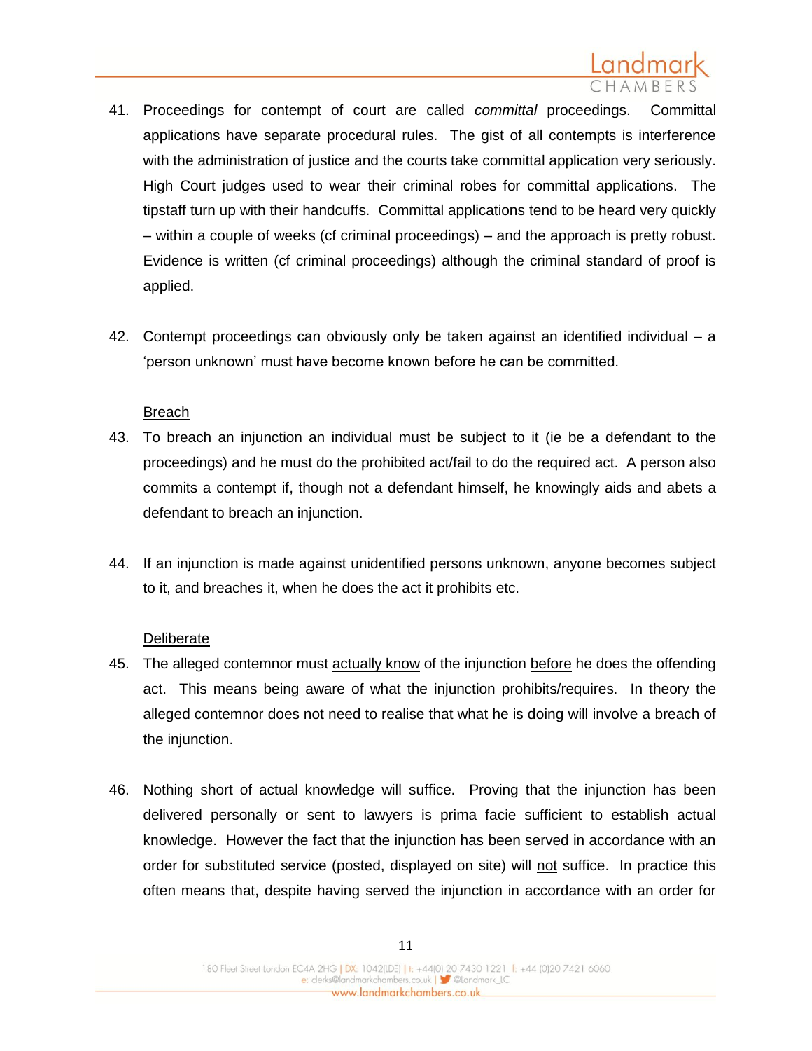41. Proceedings for contempt of court are called *committal* proceedings. Committal applications have separate procedural rules. The gist of all contempts is interference with the administration of justice and the courts take committal application very seriously. High Court judges used to wear their criminal robes for committal applications. The tipstaff turn up with their handcuffs. Committal applications tend to be heard very quickly – within a couple of weeks (cf criminal proceedings) – and the approach is pretty robust. Evidence is written (cf criminal proceedings) although the criminal standard of proof is applied.

42. Contempt proceedings can obviously only be taken against an identified individual – a 'person unknown' must have become known before he can be committed.

<u>Breach</u>

43. To breach an injunction an individual must be subject to it (ie be a defendant to the proceedings) and he must do the prohibited act/fail to do the required act. A person also commits a contempt if, though not a defendant himself, he knowingly aids and abets a defendant to breach an injunction.

44. If an injunction is made against unidentified persons unknown, anyone becomes subject to it, and breaches it, when he does the act it prohibits etc.

<u>Deliberate</u>

45. The alleged contemnor must <u>actually know</u> of the injunction <u>before</u> he does the offending act. This means being aware of what the injunction prohibits/requires. In theory the alleged contemnor does not need to realise that what he is doing will involve a breach of the injunction.

46. Nothing short of actual knowledge will suffice. Proving that the injunction has been delivered personally or sent to lawyers is prima facie sufficient to establish actual knowledge. However the fact that the injunction has been served in accordance with an order for substituted service (posted, displayed on site) will <u>not</u> suffice. In practice this often means that, despite having served the injunction in accordance with an order for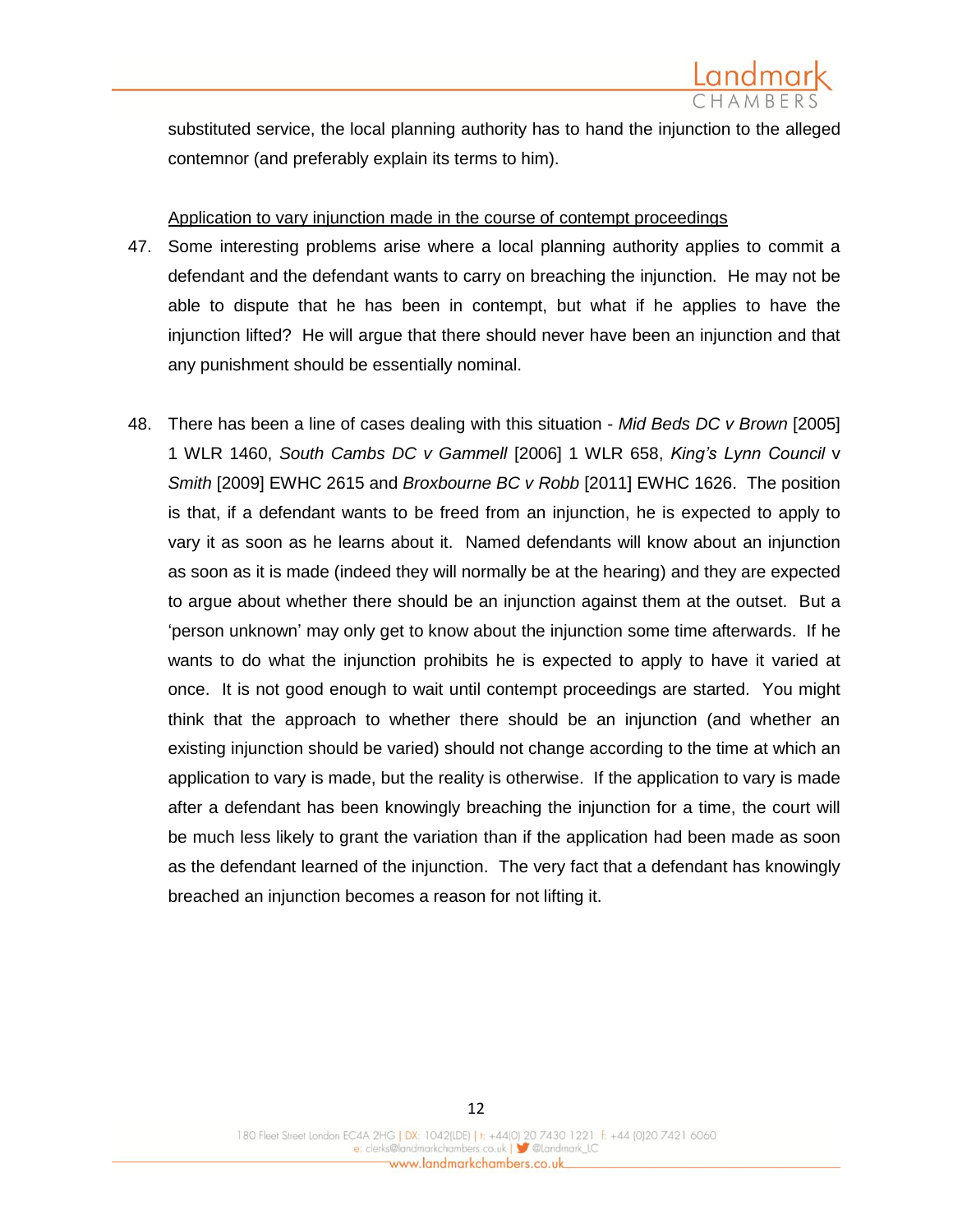substituted service, the local planning authority has to hand the injunction to the alleged contemnor (and preferably explain its terms to him).

<u>Application to vary injunction made in the course of contempt proceedings</u>

47. Some interesting problems arise where a local planning authority applies to commit a defendant and the defendant wants to carry on breaching the injunction. He may not be able to dispute that he has been in contempt, but what if he applies to have the injunction lifted? He will argue that there should never have been an injunction and that any punishment should be essentially nominal.

48. There has been a line of cases dealing with this situation - *Mid Beds DC v Brown* [2005] 1 WLR 1460, *South Cambs DC v Gammell* [2006] 1 WLR 658, *King's Lynn Council* v *Smith* [2009] EWHC 2615 and *Broxbourne BC v Robb* [2011] EWHC 1626. The position is that, if a defendant wants to be freed from an injunction, he is expected to apply to vary it as soon as he learns about it. Named defendants will know about an injunction as soon as it is made (indeed they will normally be at the hearing) and they are expected to argue about whether there should be an injunction against them at the outset. But a 'person unknown' may only get to know about the injunction some time afterwards. If he wants to do what the injunction prohibits he is expected to apply to have it varied at once. It is not good enough to wait until contempt proceedings are started. You might think that the approach to whether there should be an injunction (and whether an existing injunction should be varied) should not change according to the time at which an application to vary is made, but the reality is otherwise. If the application to vary is made after a defendant has been knowingly breaching the injunction for a time, the court will be much less likely to grant the variation than if the application had been made as soon as the defendant learned of the injunction. The very fact that a defendant has knowingly breached an injunction becomes a reason for not lifting it.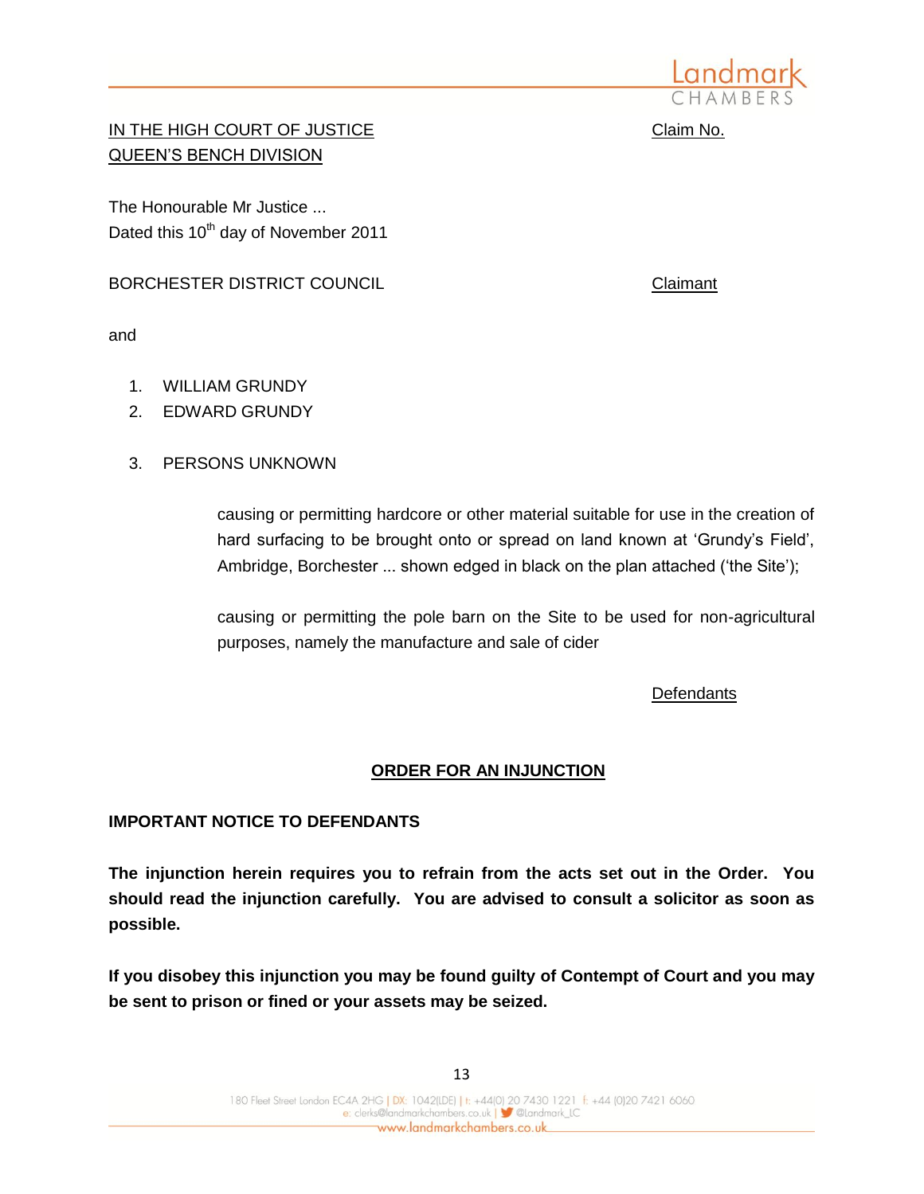IN THE HIGH COURT OF JUSTICE
QUEEN'S BENCH DIVISION

Claim No.

The Honourable Mr Justice ...
Dated this 10th day of November 2011

BORCHESTER DISTRICT COUNCIL — Claimant

and

1. WILLIAM GRUNDY
2. EDWARD GRUNDY
3. PERSONS UNKNOWN

> causing or permitting hardcore or other material suitable for use in the creation of hard surfacing to be brought onto or spread on land known at 'Grundy's Field', Ambridge, Borchester ... shown edged in black on the plan attached ('the Site');
>
> causing or permitting the pole barn on the Site to be used for non-agricultural purposes, namely the manufacture and sale of cider

Defendants

## ORDER FOR AN INJUNCTION

**IMPORTANT NOTICE TO DEFENDANTS**

**The injunction herein requires you to refrain from the acts set out in the Order. You should read the injunction carefully. You are advised to consult a solicitor as soon as possible.**

**If you disobey this injunction you may be found guilty of Contempt of Court and you may be sent to prison or fined or your assets may be seized.**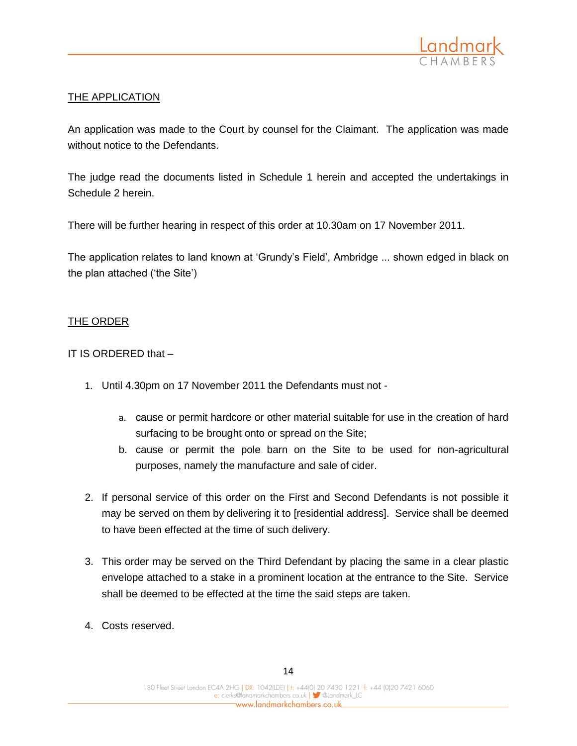## THE APPLICATION

An application was made to the Court by counsel for the Claimant. The application was made without notice to the Defendants.

The judge read the documents listed in Schedule 1 herein and accepted the undertakings in Schedule 2 herein.

There will be further hearing in respect of this order at 10.30am on 17 November 2011.

The application relates to land known at 'Grundy's Field', Ambridge ... shown edged in black on the plan attached ('the Site')

## THE ORDER

IT IS ORDERED that –

1. Until 4.30pm on 17 November 2011 the Defendants must not -

   a. cause or permit hardcore or other material suitable for use in the creation of hard surfacing to be brought onto or spread on the Site;
   b. cause or permit the pole barn on the Site to be used for non-agricultural purposes, namely the manufacture and sale of cider.

2. If personal service of this order on the First and Second Defendants is not possible it may be served on them by delivering it to [residential address]. Service shall be deemed to have been effected at the time of such delivery.

3. This order may be served on the Third Defendant by placing the same in a clear plastic envelope attached to a stake in a prominent location at the entrance to the Site. Service shall be deemed to be effected at the time the said steps are taken.

4. Costs reserved.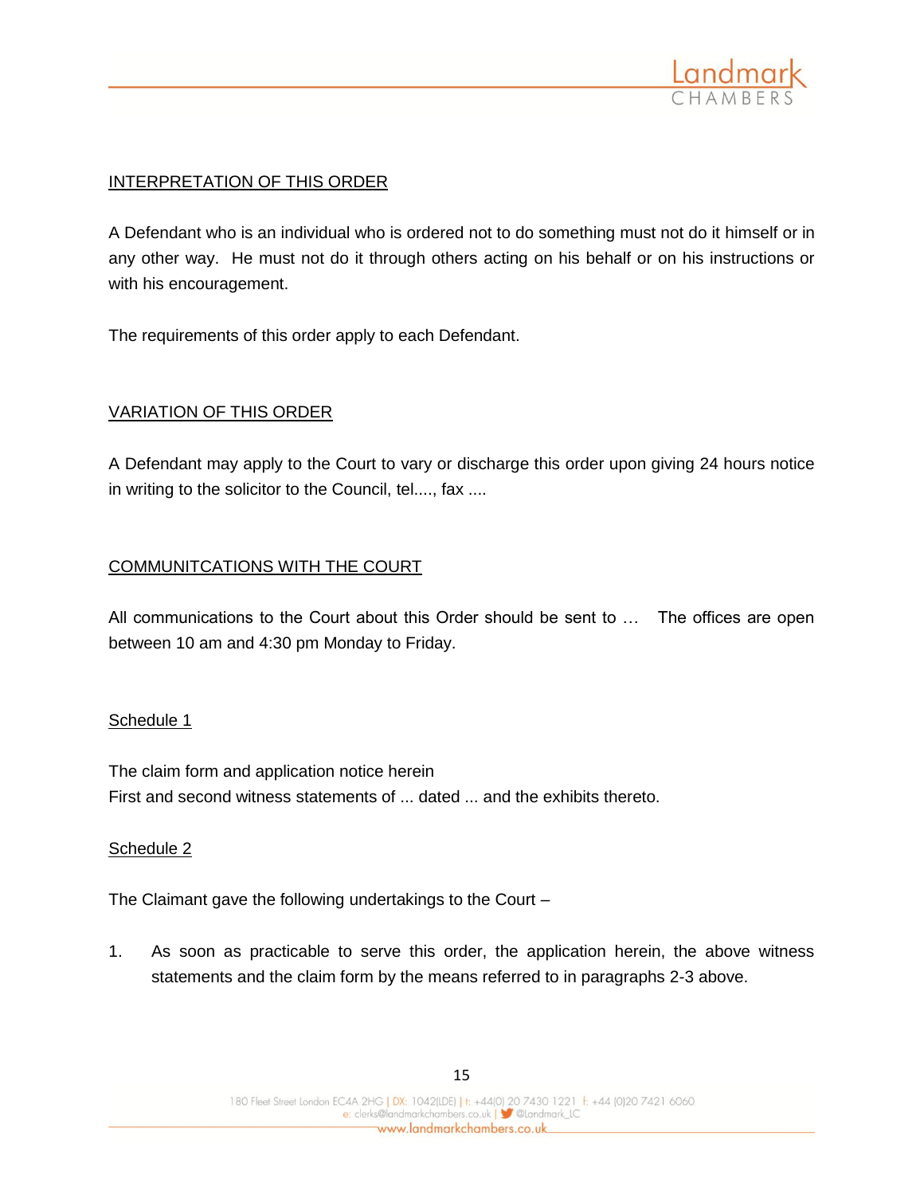INTERPRETATION OF THIS ORDER

A Defendant who is an individual who is ordered not to do something must not do it himself or in any other way. He must not do it through others acting on his behalf or on his instructions or with his encouragement.

The requirements of this order apply to each Defendant.

VARIATION OF THIS ORDER

A Defendant may apply to the Court to vary or discharge this order upon giving 24 hours notice in writing to the solicitor to the Council, tel...., fax ....

COMMUNITCATIONS WITH THE COURT

All communications to the Court about this Order should be sent to … The offices are open between 10 am and 4:30 pm Monday to Friday.

Schedule 1

The claim form and application notice herein
First and second witness statements of ... dated ... and the exhibits thereto.

Schedule 2

The Claimant gave the following undertakings to the Court –

1. As soon as practicable to serve this order, the application herein, the above witness statements and the claim form by the means referred to in paragraphs 2-3 above.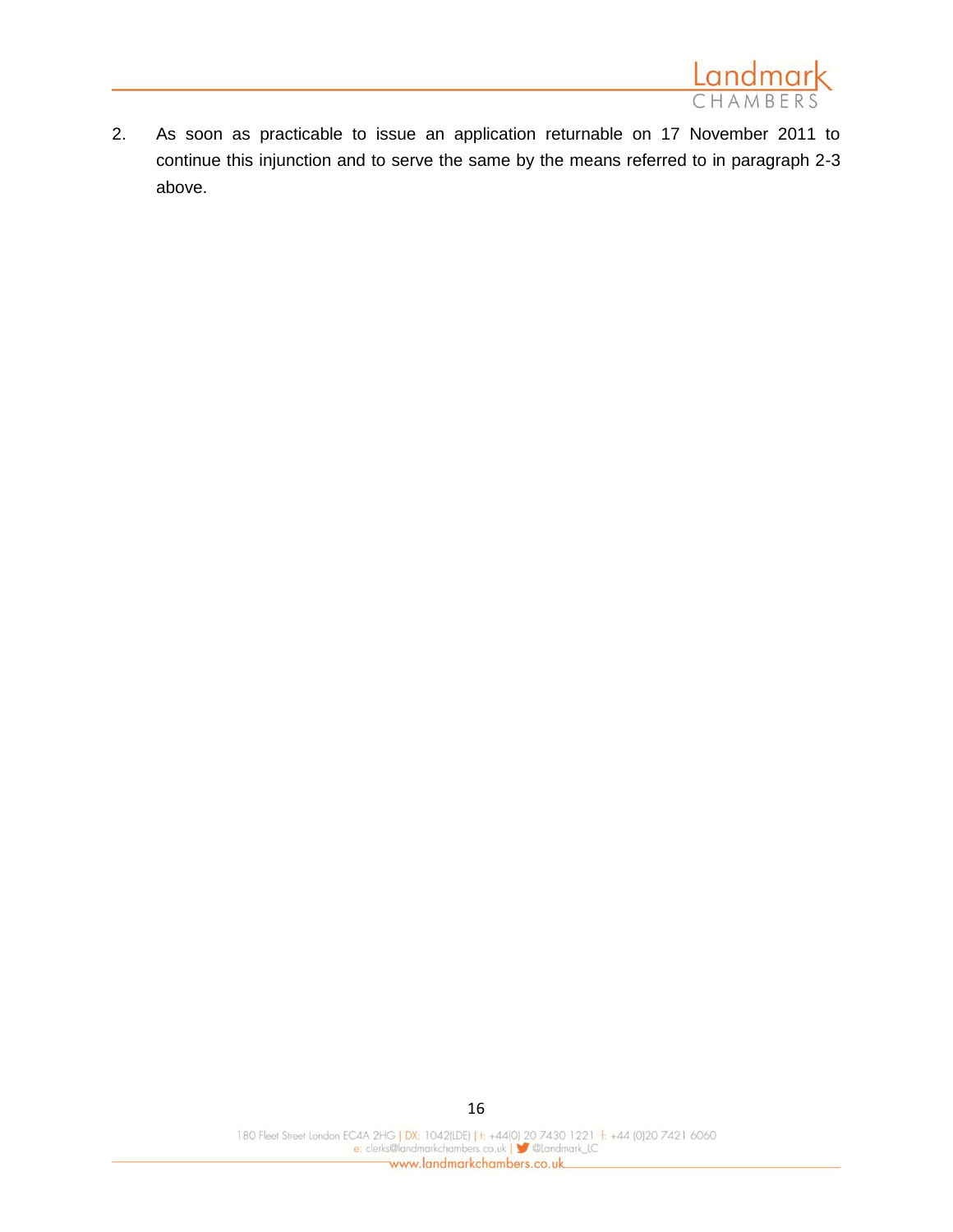2. As soon as practicable to issue an application returnable on 17 November 2011 to continue this injunction and to serve the same by the means referred to in paragraph 2-3 above.